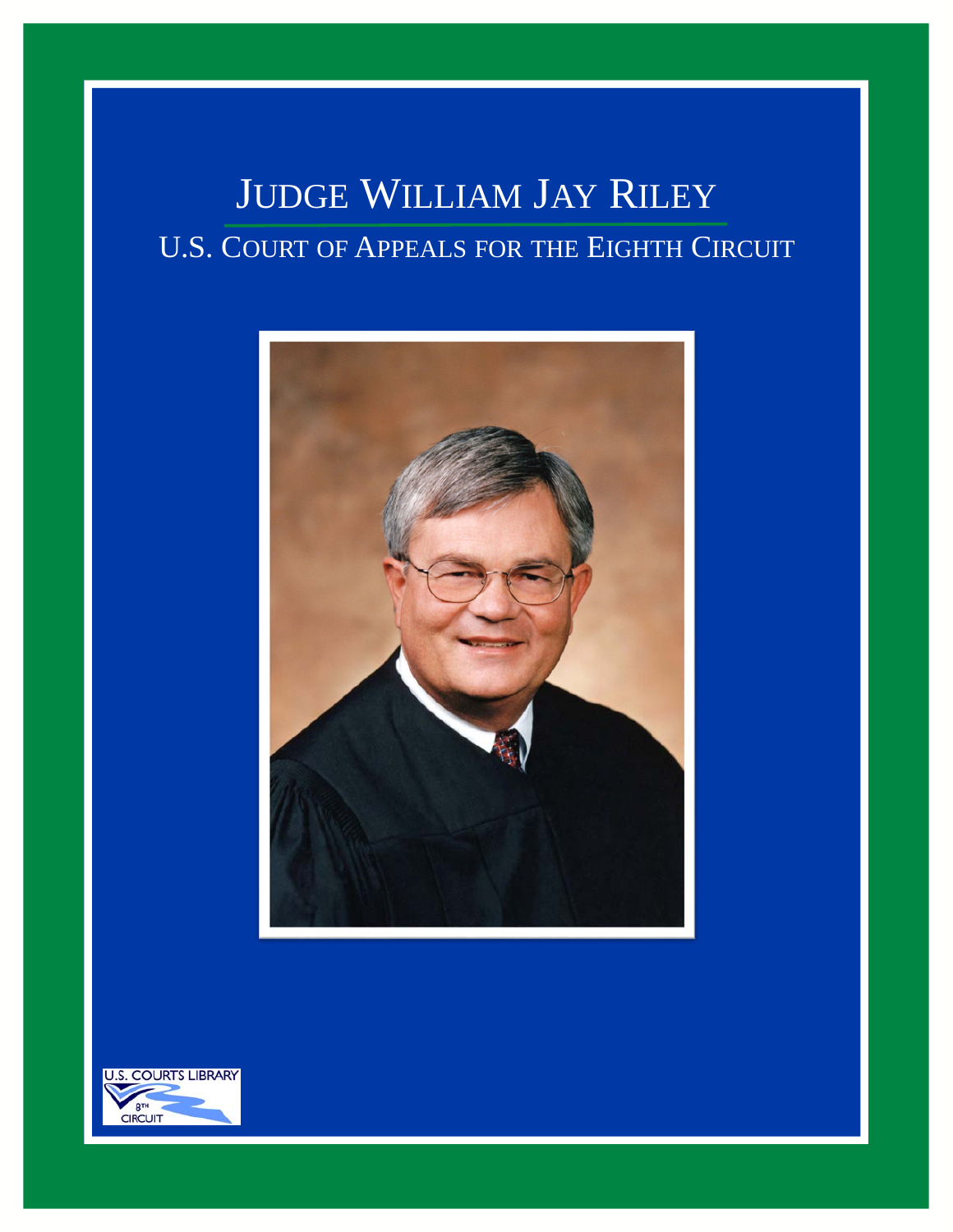# Judge William Jay Riley

## U.S. Court of Appeals for the Eighth Circuit

U.S. COURTS LIBRARY
8TH CIRCUIT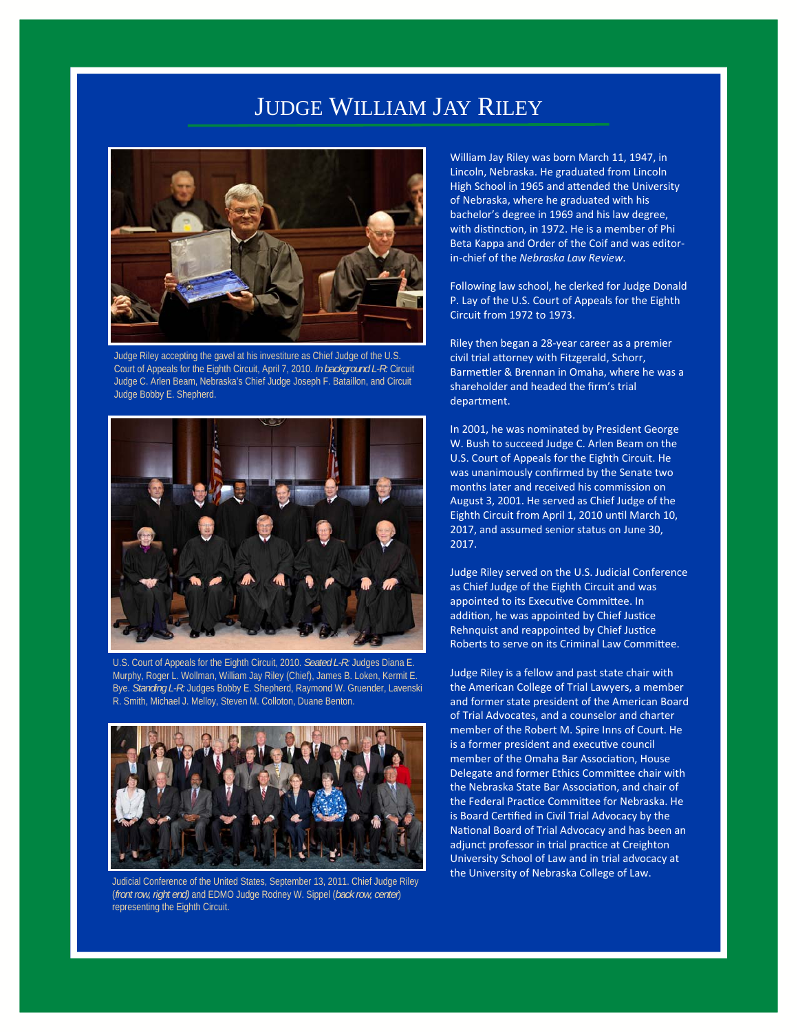# Judge William Jay Riley

Judge Riley accepting the gavel at his investiture as Chief Judge of the U.S. Court of Appeals for the Eighth Circuit, April 7, 2010. *In background L-R:* Circuit Judge C. Arlen Beam, Nebraska's Chief Judge Joseph F. Bataillon, and Circuit Judge Bobby E. Shepherd.

U.S. Court of Appeals for the Eighth Circuit, 2010. *Seated L-R:* Judges Diana E. Murphy, Roger L. Wollman, William Jay Riley (Chief), James B. Loken, Kermit E. Bye. *Standing L-R:* Judges Bobby E. Shepherd, Raymond W. Gruender, Lavenski R. Smith, Michael J. Melloy, Steven M. Colloton, Duane Benton.

Judicial Conference of the United States, September 13, 2011. Chief Judge Riley (*front row, right end*) and EDMO Judge Rodney W. Sippel (*back row, center*) representing the Eighth Circuit.

William Jay Riley was born March 11, 1947, in Lincoln, Nebraska. He graduated from Lincoln High School in 1965 and attended the University of Nebraska, where he graduated with his bachelor's degree in 1969 and his law degree, with distinction, in 1972. He is a member of Phi Beta Kappa and Order of the Coif and was editor-in-chief of the *Nebraska Law Review*.

Following law school, he clerked for Judge Donald P. Lay of the U.S. Court of Appeals for the Eighth Circuit from 1972 to 1973.

Riley then began a 28-year career as a premier civil trial attorney with Fitzgerald, Schorr, Barmettler & Brennan in Omaha, where he was a shareholder and headed the firm's trial department.

In 2001, he was nominated by President George W. Bush to succeed Judge C. Arlen Beam on the U.S. Court of Appeals for the Eighth Circuit. He was unanimously confirmed by the Senate two months later and received his commission on August 3, 2001. He served as Chief Judge of the Eighth Circuit from April 1, 2010 until March 10, 2017, and assumed senior status on June 30, 2017.

Judge Riley served on the U.S. Judicial Conference as Chief Judge of the Eighth Circuit and was appointed to its Executive Committee. In addition, he was appointed by Chief Justice Rehnquist and reappointed by Chief Justice Roberts to serve on its Criminal Law Committee.

Judge Riley is a fellow and past state chair with the American College of Trial Lawyers, a member and former state president of the American Board of Trial Advocates, and a counselor and charter member of the Robert M. Spire Inns of Court. He is a former president and executive council member of the Omaha Bar Association, House Delegate and former Ethics Committee chair with the Nebraska State Bar Association, and chair of the Federal Practice Committee for Nebraska. He is Board Certified in Civil Trial Advocacy by the National Board of Trial Advocacy and has been an adjunct professor in trial practice at Creighton University School of Law and in trial advocacy at the University of Nebraska College of Law.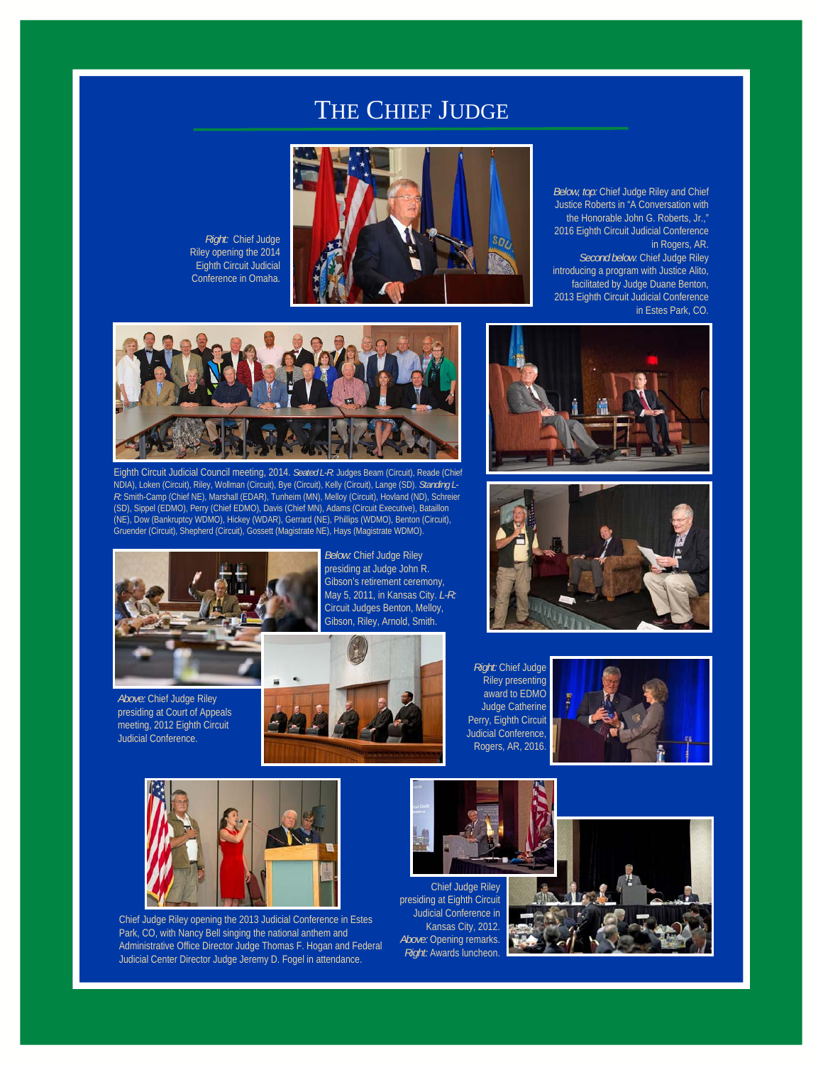# The Chief Judge

*Right:* Chief Judge Riley opening the 2014 Eighth Circuit Judicial Conference in Omaha.

*Below, top:* Chief Judge Riley and Chief Justice Roberts in "A Conversation with the Honorable John G. Roberts, Jr.," 2016 Eighth Circuit Judicial Conference in Rogers, AR.
*Second below.* Chief Judge Riley introducing a program with Justice Alito, facilitated by Judge Duane Benton, 2013 Eighth Circuit Judicial Conference in Estes Park, CO.

Eighth Circuit Judicial Council meeting, 2014. *Seated L-R:* Judges Beam (Circuit), Reade (Chief NDIA), Loken (Circuit), Riley, Wollman (Circuit), Bye (Circuit), Kelly (Circuit), Lange (SD). *Standing L-R:* Smith-Camp (Chief NE), Marshall (EDAR), Tunheim (MN), Melloy (Circuit), Hovland (ND), Schreier (SD), Sippel (EDMO), Perry (Chief EDMO), Davis (Chief MN), Adams (Circuit Executive), Bataillon (NE), Dow (Bankruptcy WDMO), Hickey (WDAR), Gerrard (NE), Phillips (WDMO), Benton (Circuit), Gruender (Circuit), Shepherd (Circuit), Gossett (Magistrate NE), Hays (Magistrate WDMO).

*Below:* Chief Judge Riley presiding at Judge John R. Gibson's retirement ceremony, May 5, 2011, in Kansas City. *L-R:* Circuit Judges Benton, Melloy, Gibson, Riley, Arnold, Smith.

*Above:* Chief Judge Riley presiding at Court of Appeals meeting, 2012 Eighth Circuit Judicial Conference.

*Right:* Chief Judge Riley presenting award to EDMO Judge Catherine Perry, Eighth Circuit Judicial Conference, Rogers, AR, 2016.

Chief Judge Riley opening the 2013 Judicial Conference in Estes Park, CO, with Nancy Bell singing the national anthem and Administrative Office Director Judge Thomas F. Hogan and Federal Judicial Center Director Judge Jeremy D. Fogel in attendance.

Chief Judge Riley presiding at Eighth Circuit Judicial Conference in Kansas City, 2012. *Above:* Opening remarks. *Right:* Awards luncheon.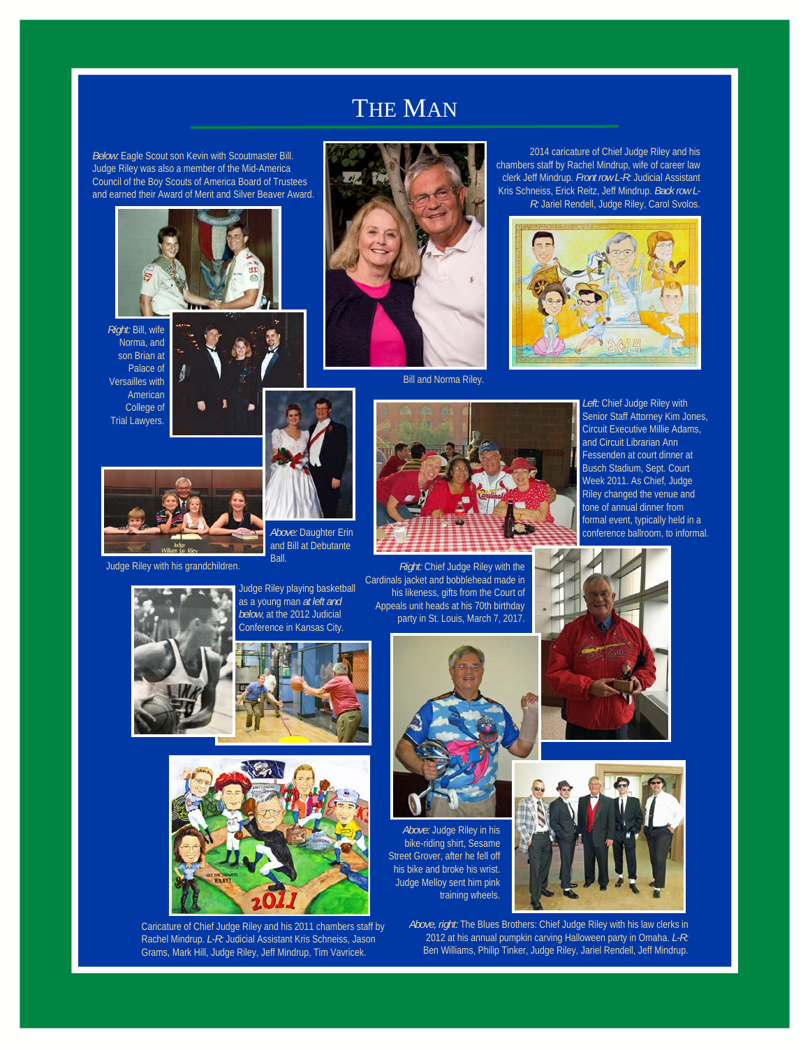# THE MAN

*Below:* Eagle Scout son Kevin with Scoutmaster Bill. Judge Riley was also a member of the Mid-America Council of the Boy Scouts of America Board of Trustees and earned their Award of Merit and Silver Beaver Award.

*Right:* Bill, wife Norma, and son Brian at Palace of Versailles with American College of Trial Lawyers.

Bill and Norma Riley.

2014 caricature of Chief Judge Riley and his chambers staff by Rachel Mindrup, wife of career law clerk Jeff Mindrup. *Front row L-R:* Judicial Assistant Kris Schneiss, Erick Reitz, Jeff Mindrup. *Back row L-R:* Jariel Rendell, Judge Riley, Carol Svolos.

*Above:* Daughter Erin and Bill at Debutante Ball.

Judge Riley with his grandchildren.

*Left:* Chief Judge Riley with Senior Staff Attorney Kim Jones, Circuit Executive Millie Adams, and Circuit Librarian Ann Fessenden at court dinner at Busch Stadium, Sept. Court Week 2011. As Chief, Judge Riley changed the venue and tone of annual dinner from formal event, typically held in a conference ballroom, to informal.

Judge Riley playing basketball as a young man *at left and below,* at the 2012 Judicial Conference in Kansas City.

*Right:* Chief Judge Riley with the Cardinals jacket and bobblehead made in his likeness, gifts from the Court of Appeals unit heads at his 70th birthday party in St. Louis, March 7, 2017.

*Above:* Judge Riley in his bike-riding shirt, Sesame Street Grover, after he fell off his bike and broke his wrist. Judge Melloy sent him pink training wheels.

Caricature of Chief Judge Riley and his 2011 chambers staff by Rachel Mindrup. *L-R:* Judicial Assistant Kris Schneiss, Jason Grams, Mark Hill, Judge Riley, Jeff Mindrup, Tim Vavricek.

*Above, right:* The Blues Brothers: Chief Judge Riley with his law clerks in 2012 at his annual pumpkin carving Halloween party in Omaha. *L-R:* Ben Williams, Philip Tinker, Judge Riley, Jariel Rendell, Jeff Mindrup.